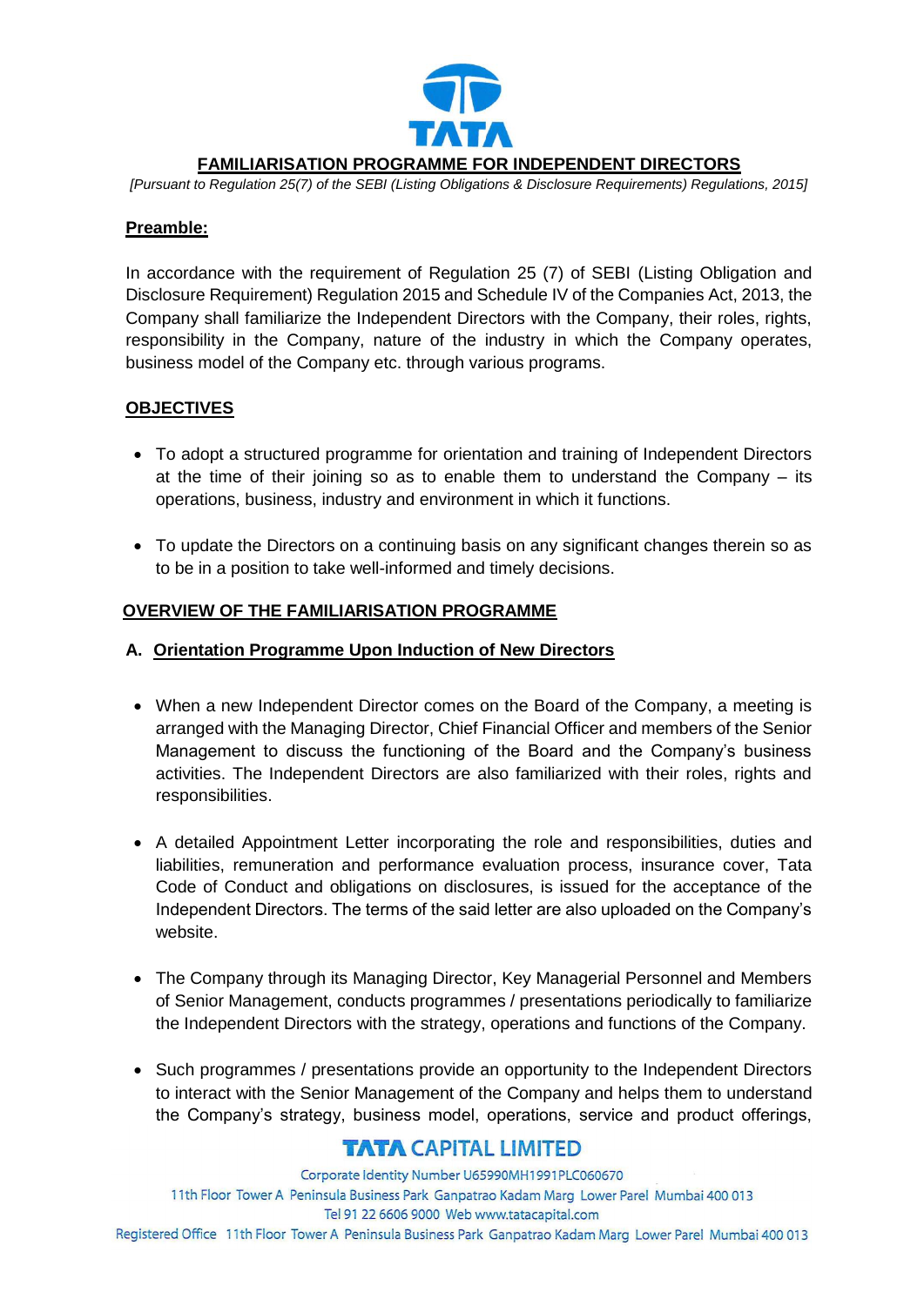# FAMILIARISATION PROGRAMME FOR INDEPENDENT DIRECTORS

*[Pursuant to Regulation 25(7) of the SEBI (Listing Obligations & Disclosure Requirements) Regulations, 2015]*

## Preamble:

In accordance with the requirement of Regulation 25 (7) of SEBI (Listing Obligation and Disclosure Requirement) Regulation 2015 and Schedule IV of the Companies Act, 2013, the Company shall familiarize the Independent Directors with the Company, their roles, rights, responsibility in the Company, nature of the industry in which the Company operates, business model of the Company etc. through various programs.

## OBJECTIVES

- To adopt a structured programme for orientation and training of Independent Directors at the time of their joining so as to enable them to understand the Company – its operations, business, industry and environment in which it functions.
- To update the Directors on a continuing basis on any significant changes therein so as to be in a position to take well-informed and timely decisions.

## OVERVIEW OF THE FAMILIARISATION PROGRAMME

### A. Orientation Programme Upon Induction of New Directors

- When a new Independent Director comes on the Board of the Company, a meeting is arranged with the Managing Director, Chief Financial Officer and members of the Senior Management to discuss the functioning of the Board and the Company's business activities. The Independent Directors are also familiarized with their roles, rights and responsibilities.
- A detailed Appointment Letter incorporating the role and responsibilities, duties and liabilities, remuneration and performance evaluation process, insurance cover, Tata Code of Conduct and obligations on disclosures, is issued for the acceptance of the Independent Directors. The terms of the said letter are also uploaded on the Company's website.
- The Company through its Managing Director, Key Managerial Personnel and Members of Senior Management, conducts programmes / presentations periodically to familiarize the Independent Directors with the strategy, operations and functions of the Company.
- Such programmes / presentations provide an opportunity to the Independent Directors to interact with the Senior Management of the Company and helps them to understand the Company's strategy, business model, operations, service and product offerings,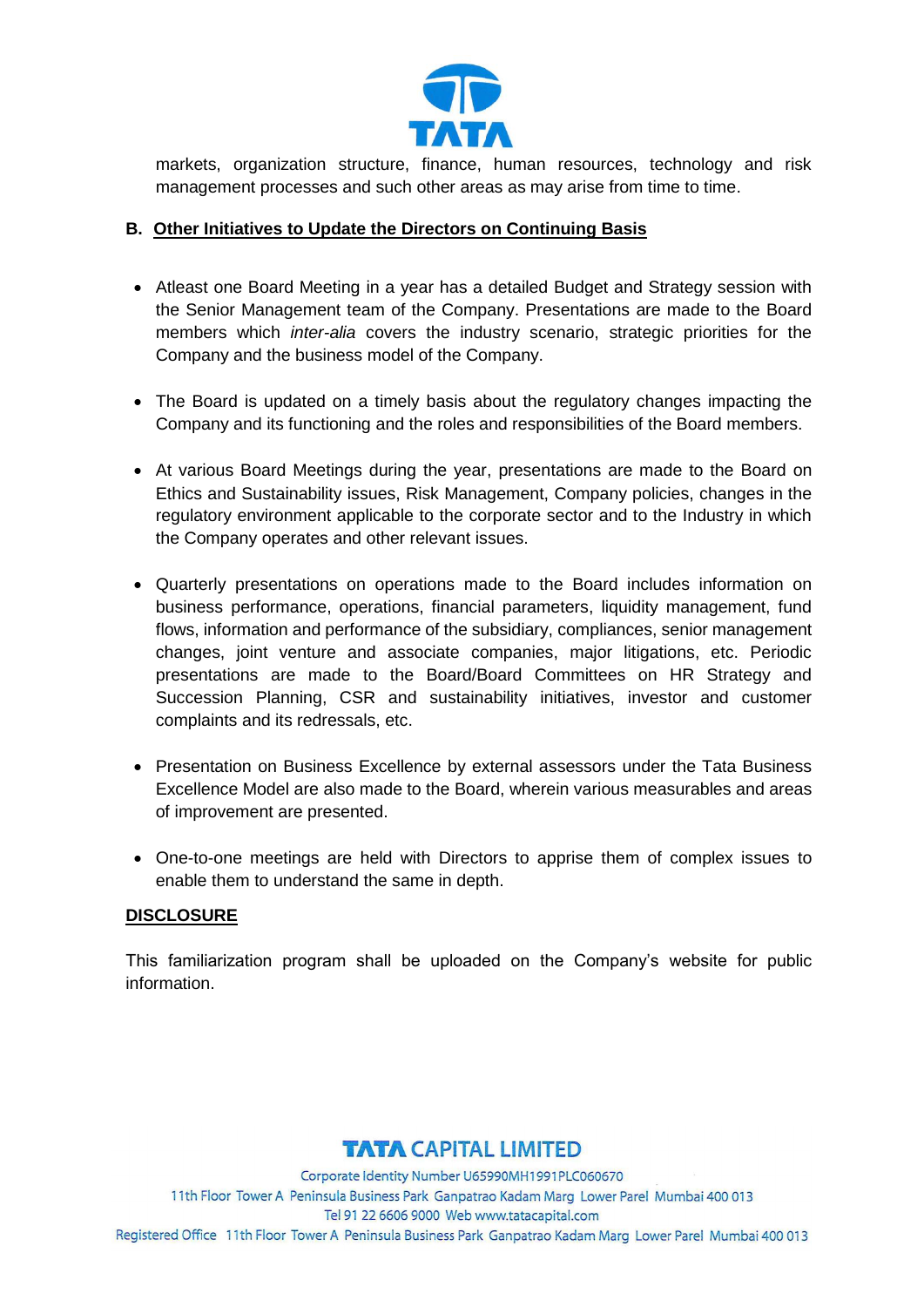markets, organization structure, finance, human resources, technology and risk management processes and such other areas as may arise from time to time.

## B. Other Initiatives to Update the Directors on Continuing Basis

- Atleast one Board Meeting in a year has a detailed Budget and Strategy session with the Senior Management team of the Company. Presentations are made to the Board members which *inter-alia* covers the industry scenario, strategic priorities for the Company and the business model of the Company.

- The Board is updated on a timely basis about the regulatory changes impacting the Company and its functioning and the roles and responsibilities of the Board members.

- At various Board Meetings during the year, presentations are made to the Board on Ethics and Sustainability issues, Risk Management, Company policies, changes in the regulatory environment applicable to the corporate sector and to the Industry in which the Company operates and other relevant issues.

- Quarterly presentations on operations made to the Board includes information on business performance, operations, financial parameters, liquidity management, fund flows, information and performance of the subsidiary, compliances, senior management changes, joint venture and associate companies, major litigations, etc. Periodic presentations are made to the Board/Board Committees on HR Strategy and Succession Planning, CSR and sustainability initiatives, investor and customer complaints and its redressals, etc.

- Presentation on Business Excellence by external assessors under the Tata Business Excellence Model are also made to the Board, wherein various measurables and areas of improvement are presented.

- One-to-one meetings are held with Directors to apprise them of complex issues to enable them to understand the same in depth.

## DISCLOSURE

This familiarization program shall be uploaded on the Company's website for public information.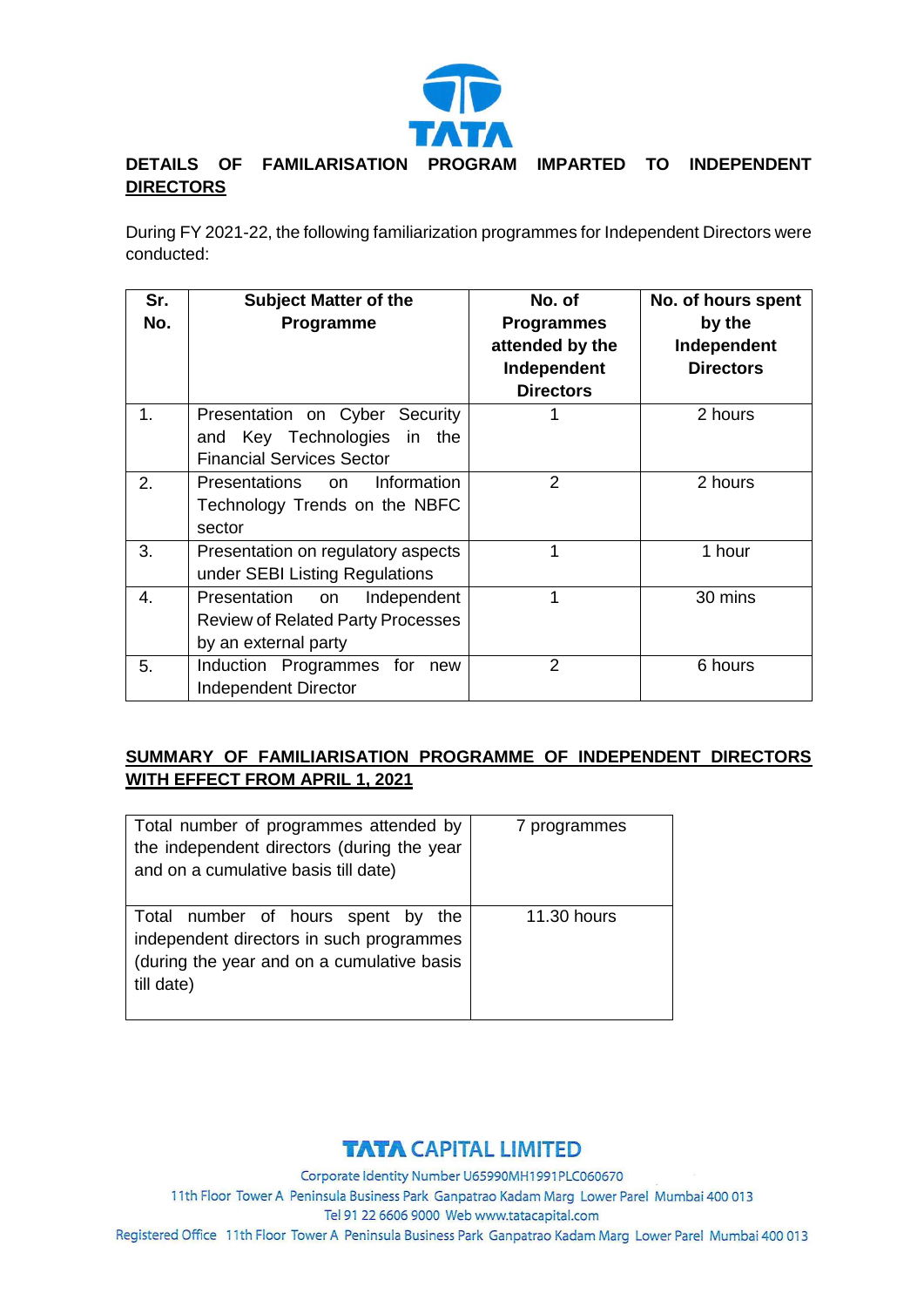## DETAILS OF FAMILARISATION PROGRAM IMPARTED TO INDEPENDENT DIRECTORS

During FY 2021-22, the following familiarization programmes for Independent Directors were conducted:

| Sr. No. | Subject Matter of the Programme | No. of Programmes attended by the Independent Directors | No. of hours spent by the Independent Directors |
|---|---|---|---|
| 1. | Presentation on Cyber Security and Key Technologies in the Financial Services Sector | 1 | 2 hours |
| 2. | Presentations on Information Technology Trends on the NBFC sector | 2 | 2 hours |
| 3. | Presentation on regulatory aspects under SEBI Listing Regulations | 1 | 1 hour |
| 4. | Presentation on Independent Review of Related Party Processes by an external party | 1 | 30 mins |
| 5. | Induction Programmes for new Independent Director | 2 | 6 hours |

## SUMMARY OF FAMILIARISATION PROGRAMME OF INDEPENDENT DIRECTORS WITH EFFECT FROM APRIL 1, 2021

| | |
|---|---|
| Total number of programmes attended by the independent directors (during the year and on a cumulative basis till date) | 7 programmes |
| Total number of hours spent by the independent directors in such programmes (during the year and on a cumulative basis till date) | 11.30 hours |

**TATA CAPITAL LIMITED**

Corporate Identity Number U65990MH1991PLC060670

11th Floor Tower A Peninsula Business Park Ganpatrao Kadam Marg Lower Parel Mumbai 400 013

Tel 91 22 6606 9000 Web www.tatacapital.com

Registered Office 11th Floor Tower A Peninsula Business Park Ganpatrao Kadam Marg Lower Parel Mumbai 400 013